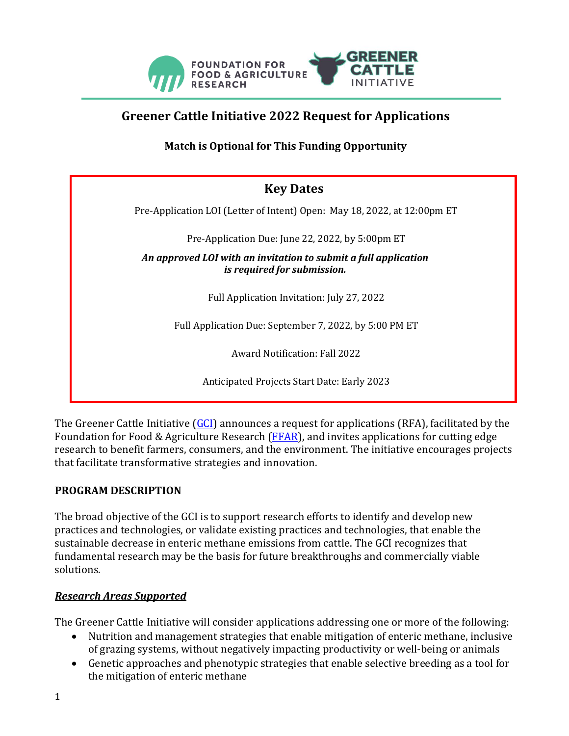# Greener Cattle Initiative 2022 Request for Applications

**Match is Optional for This Funding Opportunity**

## Key Dates

Pre-Application LOI (Letter of Intent) Open: May 18, 2022, at 12:00pm ET

Pre-Application Due: June 22, 2022, by 5:00pm ET

***An approved LOI with an invitation to submit a full application is required for submission.***

Full Application Invitation: July 27, 2022

Full Application Due: September 7, 2022, by 5:00 PM ET

Award Notification: Fall 2022

Anticipated Projects Start Date: Early 2023

The Greener Cattle Initiative (GCI) announces a request for applications (RFA), facilitated by the Foundation for Food & Agriculture Research (FFAR), and invites applications for cutting edge research to benefit farmers, consumers, and the environment. The initiative encourages projects that facilitate transformative strategies and innovation.

## PROGRAM DESCRIPTION

The broad objective of the GCI is to support research efforts to identify and develop new practices and technologies, or validate existing practices and technologies, that enable the sustainable decrease in enteric methane emissions from cattle. The GCI recognizes that fundamental research may be the basis for future breakthroughs and commercially viable solutions.

### ***Research Areas Supported***

The Greener Cattle Initiative will consider applications addressing one or more of the following:

- Nutrition and management strategies that enable mitigation of enteric methane, inclusive of grazing systems, without negatively impacting productivity or well-being or animals
- Genetic approaches and phenotypic strategies that enable selective breeding as a tool for the mitigation of enteric methane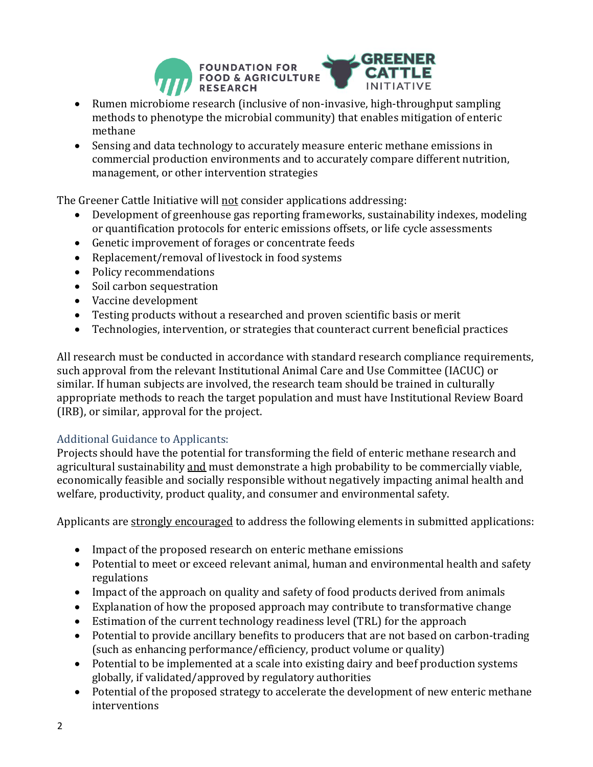- Rumen microbiome research (inclusive of non-invasive, high-throughput sampling methods to phenotype the microbial community) that enables mitigation of enteric methane
- Sensing and data technology to accurately measure enteric methane emissions in commercial production environments and to accurately compare different nutrition, management, or other intervention strategies

The Greener Cattle Initiative will not consider applications addressing:

- Development of greenhouse gas reporting frameworks, sustainability indexes, modeling or quantification protocols for enteric emissions offsets, or life cycle assessments
- Genetic improvement of forages or concentrate feeds
- Replacement/removal of livestock in food systems
- Policy recommendations
- Soil carbon sequestration
- Vaccine development
- Testing products without a researched and proven scientific basis or merit
- Technologies, intervention, or strategies that counteract current beneficial practices

All research must be conducted in accordance with standard research compliance requirements, such approval from the relevant Institutional Animal Care and Use Committee (IACUC) or similar. If human subjects are involved, the research team should be trained in culturally appropriate methods to reach the target population and must have Institutional Review Board (IRB), or similar, approval for the project.

### Additional Guidance to Applicants:

Projects should have the potential for transforming the field of enteric methane research and agricultural sustainability and must demonstrate a high probability to be commercially viable, economically feasible and socially responsible without negatively impacting animal health and welfare, productivity, product quality, and consumer and environmental safety.

Applicants are strongly encouraged to address the following elements in submitted applications:

- Impact of the proposed research on enteric methane emissions
- Potential to meet or exceed relevant animal, human and environmental health and safety regulations
- Impact of the approach on quality and safety of food products derived from animals
- Explanation of how the proposed approach may contribute to transformative change
- Estimation of the current technology readiness level (TRL) for the approach
- Potential to provide ancillary benefits to producers that are not based on carbon-trading (such as enhancing performance/efficiency, product volume or quality)
- Potential to be implemented at a scale into existing dairy and beef production systems globally, if validated/approved by regulatory authorities
- Potential of the proposed strategy to accelerate the development of new enteric methane interventions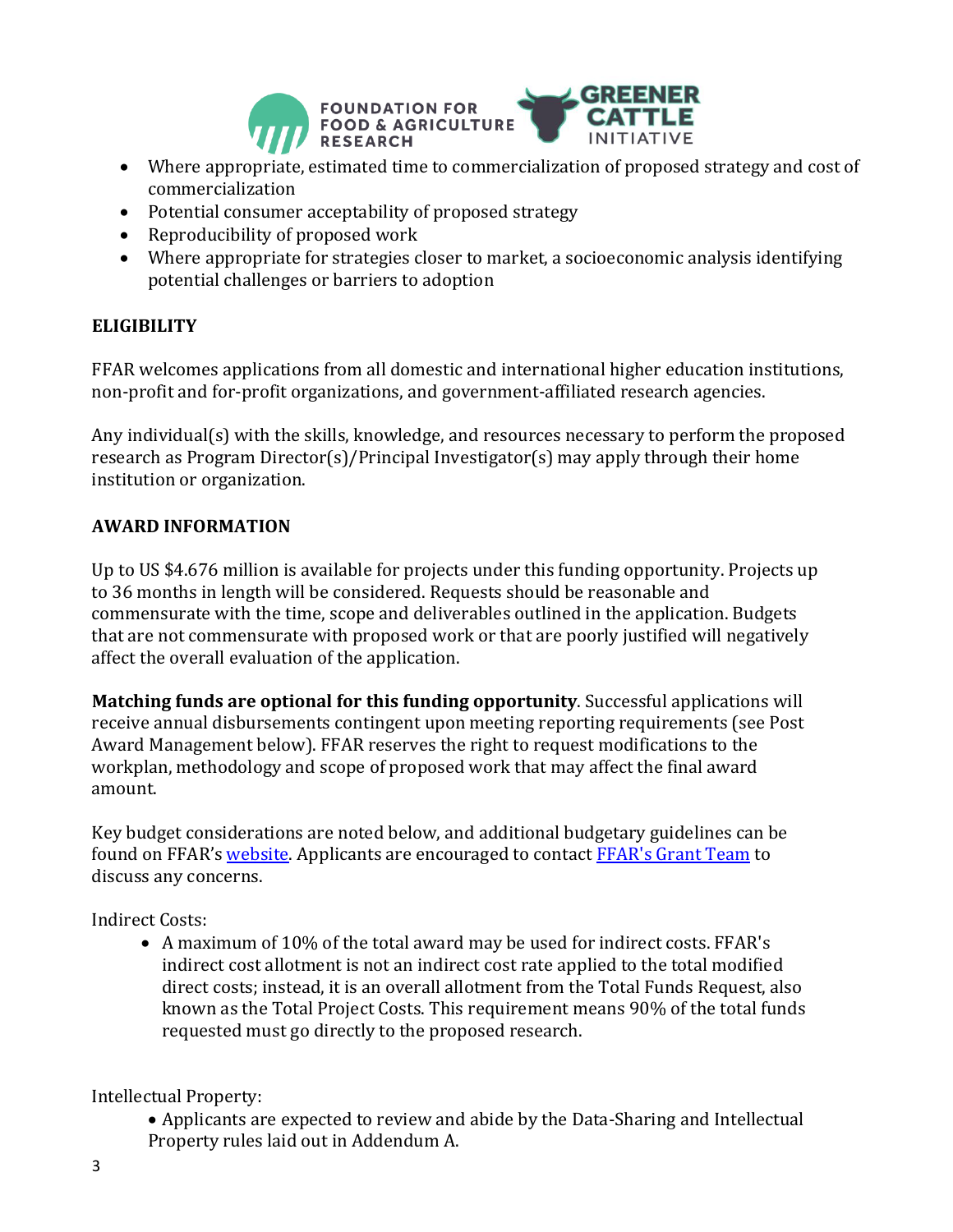- Where appropriate, estimated time to commercialization of proposed strategy and cost of commercialization
- Potential consumer acceptability of proposed strategy
- Reproducibility of proposed work
- Where appropriate for strategies closer to market, a socioeconomic analysis identifying potential challenges or barriers to adoption

## ELIGIBILITY

FFAR welcomes applications from all domestic and international higher education institutions, non-profit and for-profit organizations, and government-affiliated research agencies.

Any individual(s) with the skills, knowledge, and resources necessary to perform the proposed research as Program Director(s)/Principal Investigator(s) may apply through their home institution or organization.

## AWARD INFORMATION

Up to US $4.676 million is available for projects under this funding opportunity. Projects up to 36 months in length will be considered. Requests should be reasonable and commensurate with the time, scope and deliverables outlined in the application. Budgets that are not commensurate with proposed work or that are poorly justified will negatively affect the overall evaluation of the application.

**Matching funds are optional for this funding opportunity**. Successful applications will receive annual disbursements contingent upon meeting reporting requirements (see Post Award Management below). FFAR reserves the right to request modifications to the workplan, methodology and scope of proposed work that may affect the final award amount.

Key budget considerations are noted below, and additional budgetary guidelines can be found on FFAR's website. Applicants are encouraged to contact FFAR's Grant Team to discuss any concerns.

Indirect Costs:

- A maximum of 10% of the total award may be used for indirect costs. FFAR's indirect cost allotment is not an indirect cost rate applied to the total modified direct costs; instead, it is an overall allotment from the Total Funds Request, also known as the Total Project Costs. This requirement means 90% of the total funds requested must go directly to the proposed research.

Intellectual Property:

- Applicants are expected to review and abide by the Data-Sharing and Intellectual Property rules laid out in Addendum A.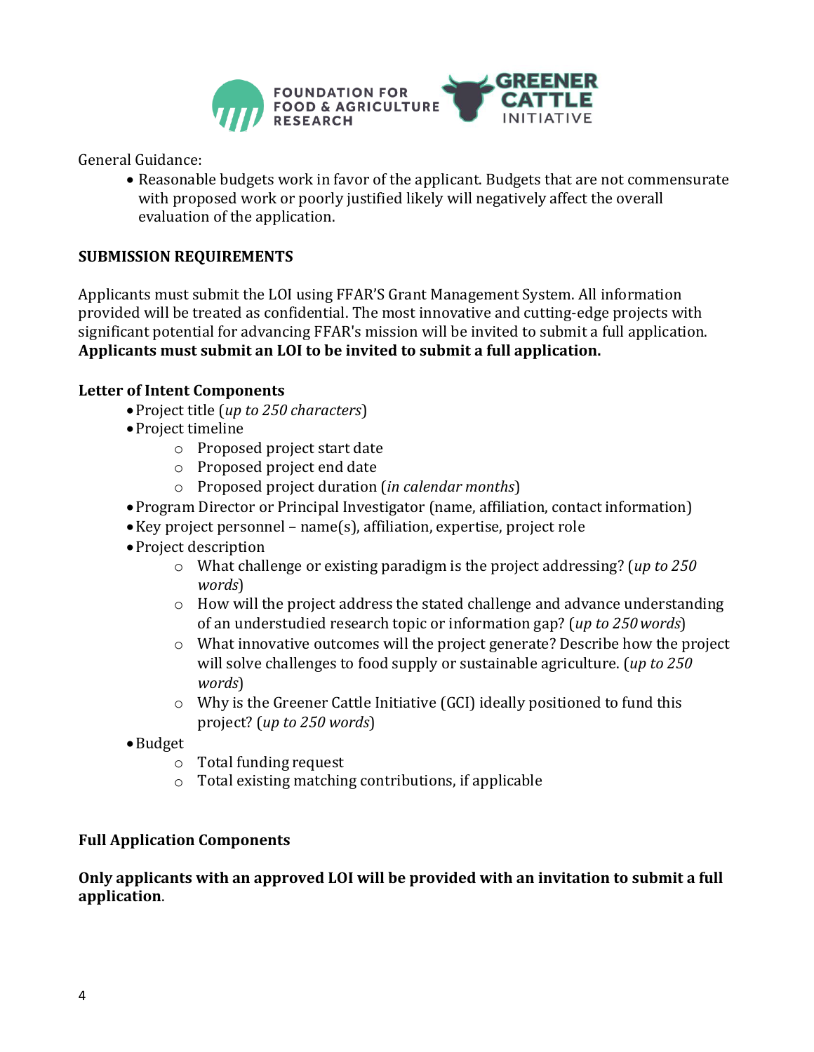General Guidance:

- Reasonable budgets work in favor of the applicant. Budgets that are not commensurate with proposed work or poorly justified likely will negatively affect the overall evaluation of the application.

## SUBMISSION REQUIREMENTS

Applicants must submit the LOI using FFAR'S Grant Management System. All information provided will be treated as confidential. The most innovative and cutting-edge projects with significant potential for advancing FFAR's mission will be invited to submit a full application. **Applicants must submit an LOI to be invited to submit a full application.**

### Letter of Intent Components

- Project title (*up to 250 characters*)
- Project timeline
  - Proposed project start date
  - Proposed project end date
  - Proposed project duration (*in calendar months*)
- Program Director or Principal Investigator (name, affiliation, contact information)
- Key project personnel – name(s), affiliation, expertise, project role
- Project description
  - What challenge or existing paradigm is the project addressing? (*up to 250 words*)
  - How will the project address the stated challenge and advance understanding of an understudied research topic or information gap? (*up to 250 words*)
  - What innovative outcomes will the project generate? Describe how the project will solve challenges to food supply or sustainable agriculture. (*up to 250 words*)
  - Why is the Greener Cattle Initiative (GCI) ideally positioned to fund this project? (*up to 250 words*)
- Budget
  - Total funding request
  - Total existing matching contributions, if applicable

### Full Application Components

**Only applicants with an approved LOI will be provided with an invitation to submit a full application**.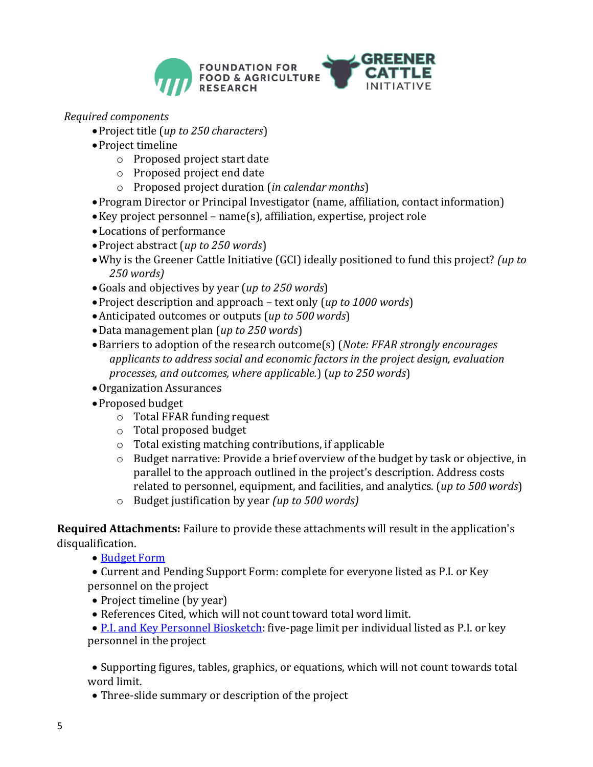*Required components*

- Project title (*up to 250 characters*)
- Project timeline
  - Proposed project start date
  - Proposed project end date
  - Proposed project duration (*in calendar months*)
- Program Director or Principal Investigator (name, affiliation, contact information)
- Key project personnel – name(s), affiliation, expertise, project role
- Locations of performance
- Project abstract (*up to 250 words*)
- Why is the Greener Cattle Initiative (GCI) ideally positioned to fund this project? *(up to 250 words)*
- Goals and objectives by year (*up to 250 words*)
- Project description and approach – text only (*up to 1000 words*)
- Anticipated outcomes or outputs (*up to 500 words*)
- Data management plan (*up to 250 words*)
- Barriers to adoption of the research outcome(s) (*Note: FFAR strongly encourages applicants to address social and economic factors in the project design, evaluation processes, and outcomes, where applicable.*) (*up to 250 words*)
- Organization Assurances
- Proposed budget
  - Total FFAR funding request
  - Total proposed budget
  - Total existing matching contributions, if applicable
  - Budget narrative: Provide a brief overview of the budget by task or objective, in parallel to the approach outlined in the project's description. Address costs related to personnel, equipment, and facilities, and analytics. (*up to 500 words*)
  - Budget justification by year *(up to 500 words)*

**Required Attachments:** Failure to provide these attachments will result in the application's disqualification.

- Budget Form
- Current and Pending Support Form: complete for everyone listed as P.I. or Key personnel on the project
- Project timeline (by year)
- References Cited, which will not count toward total word limit.
- P.I. and Key Personnel Biosketch: five-page limit per individual listed as P.I. or key personnel in the project
- Supporting figures, tables, graphics, or equations, which will not count towards total word limit.
- Three-slide summary or description of the project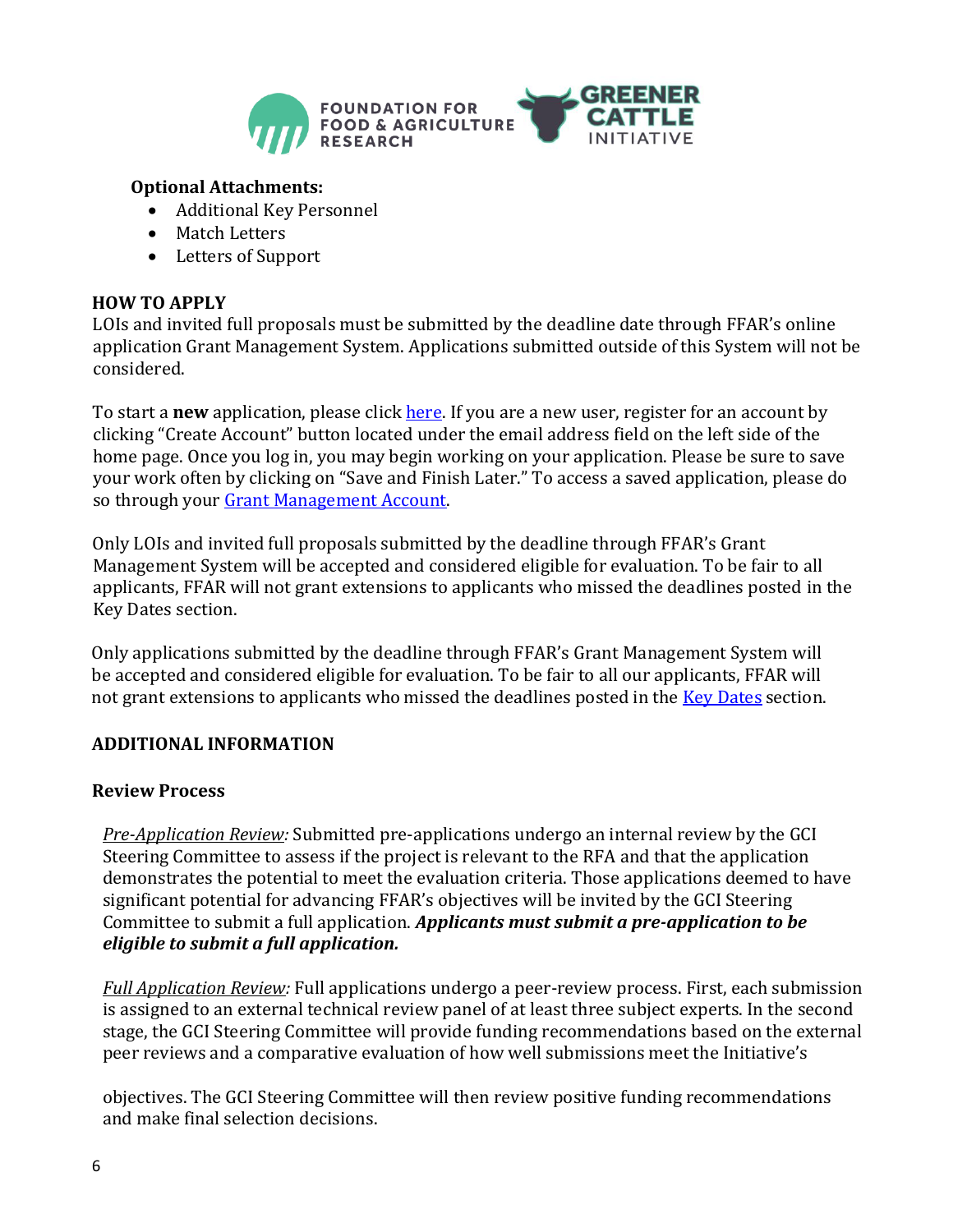**Optional Attachments:**

- Additional Key Personnel
- Match Letters
- Letters of Support

## HOW TO APPLY

LOIs and invited full proposals must be submitted by the deadline date through FFAR's online application Grant Management System. Applications submitted outside of this System will not be considered.

To start a **new** application, please click here. If you are a new user, register for an account by clicking "Create Account" button located under the email address field on the left side of the home page. Once you log in, you may begin working on your application. Please be sure to save your work often by clicking on "Save and Finish Later." To access a saved application, please do so through your Grant Management Account.

Only LOIs and invited full proposals submitted by the deadline through FFAR's Grant Management System will be accepted and considered eligible for evaluation. To be fair to all applicants, FFAR will not grant extensions to applicants who missed the deadlines posted in the Key Dates section.

Only applications submitted by the deadline through FFAR's Grant Management System will be accepted and considered eligible for evaluation. To be fair to all our applicants, FFAR will not grant extensions to applicants who missed the deadlines posted in the Key Dates section.

## ADDITIONAL INFORMATION

### Review Process

*Pre-Application Review:* Submitted pre-applications undergo an internal review by the GCI Steering Committee to assess if the project is relevant to the RFA and that the application demonstrates the potential to meet the evaluation criteria. Those applications deemed to have significant potential for advancing FFAR's objectives will be invited by the GCI Steering Committee to submit a full application. ***Applicants must submit a pre-application to be eligible to submit a full application.***

*Full Application Review:* Full applications undergo a peer-review process. First, each submission is assigned to an external technical review panel of at least three subject experts. In the second stage, the GCI Steering Committee will provide funding recommendations based on the external peer reviews and a comparative evaluation of how well submissions meet the Initiative's objectives. The GCI Steering Committee will then review positive funding recommendations and make final selection decisions.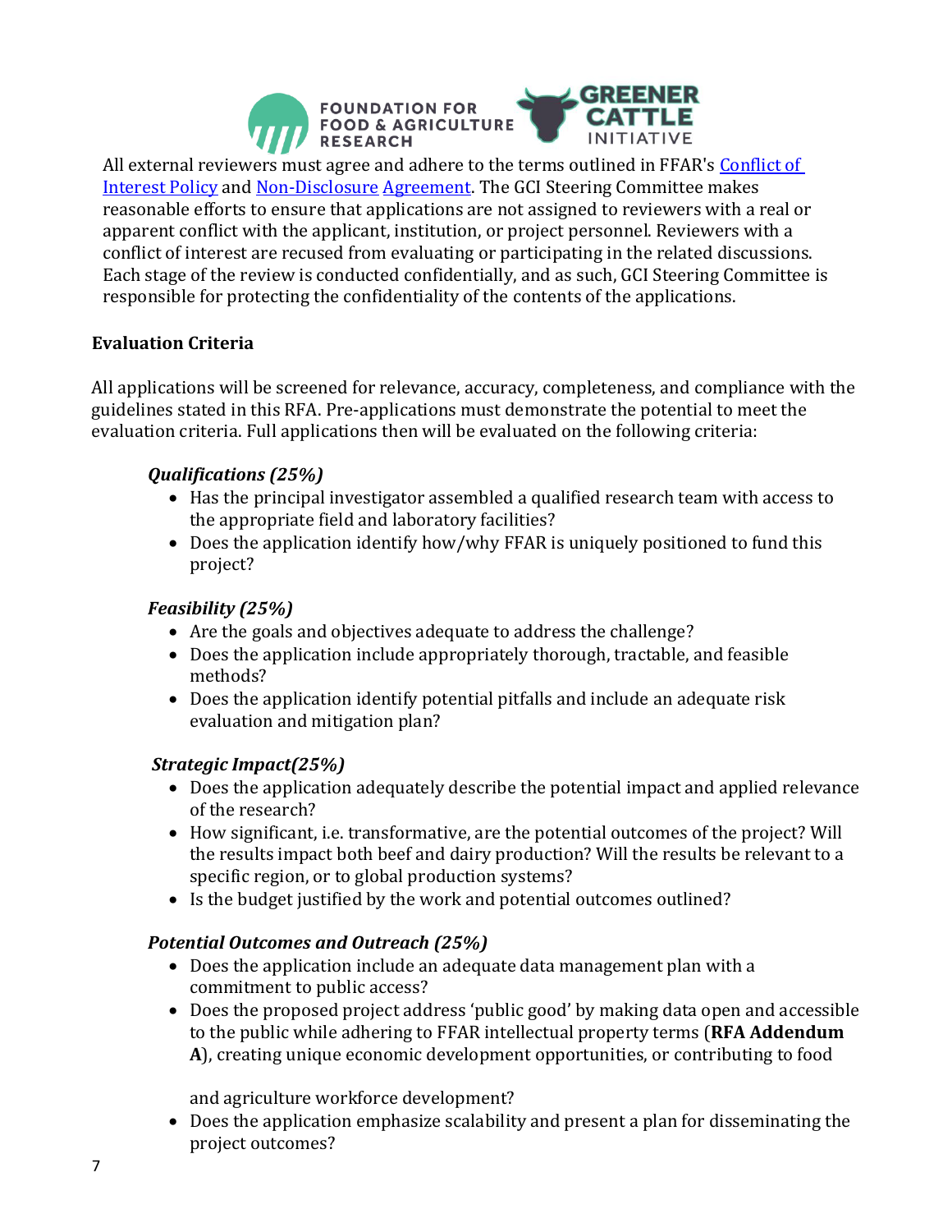All external reviewers must agree and adhere to the terms outlined in FFAR's Conflict of Interest Policy and Non-Disclosure Agreement. The GCI Steering Committee makes reasonable efforts to ensure that applications are not assigned to reviewers with a real or apparent conflict with the applicant, institution, or project personnel. Reviewers with a conflict of interest are recused from evaluating or participating in the related discussions. Each stage of the review is conducted confidentially, and as such, GCI Steering Committee is responsible for protecting the confidentiality of the contents of the applications.

## Evaluation Criteria

All applications will be screened for relevance, accuracy, completeness, and compliance with the guidelines stated in this RFA. Pre-applications must demonstrate the potential to meet the evaluation criteria. Full applications then will be evaluated on the following criteria:

***Qualifications (25%)***

- Has the principal investigator assembled a qualified research team with access to the appropriate field and laboratory facilities?
- Does the application identify how/why FFAR is uniquely positioned to fund this project?

***Feasibility (25%)***

- Are the goals and objectives adequate to address the challenge?
- Does the application include appropriately thorough, tractable, and feasible methods?
- Does the application identify potential pitfalls and include an adequate risk evaluation and mitigation plan?

***Strategic Impact(25%)***

- Does the application adequately describe the potential impact and applied relevance of the research?
- How significant, i.e. transformative, are the potential outcomes of the project? Will the results impact both beef and dairy production? Will the results be relevant to a specific region, or to global production systems?
- Is the budget justified by the work and potential outcomes outlined?

***Potential Outcomes and Outreach (25%)***

- Does the application include an adequate data management plan with a commitment to public access?
- Does the proposed project address 'public good' by making data open and accessible to the public while adhering to FFAR intellectual property terms (**RFA Addendum A**), creating unique economic development opportunities, or contributing to food and agriculture workforce development?
- Does the application emphasize scalability and present a plan for disseminating the project outcomes?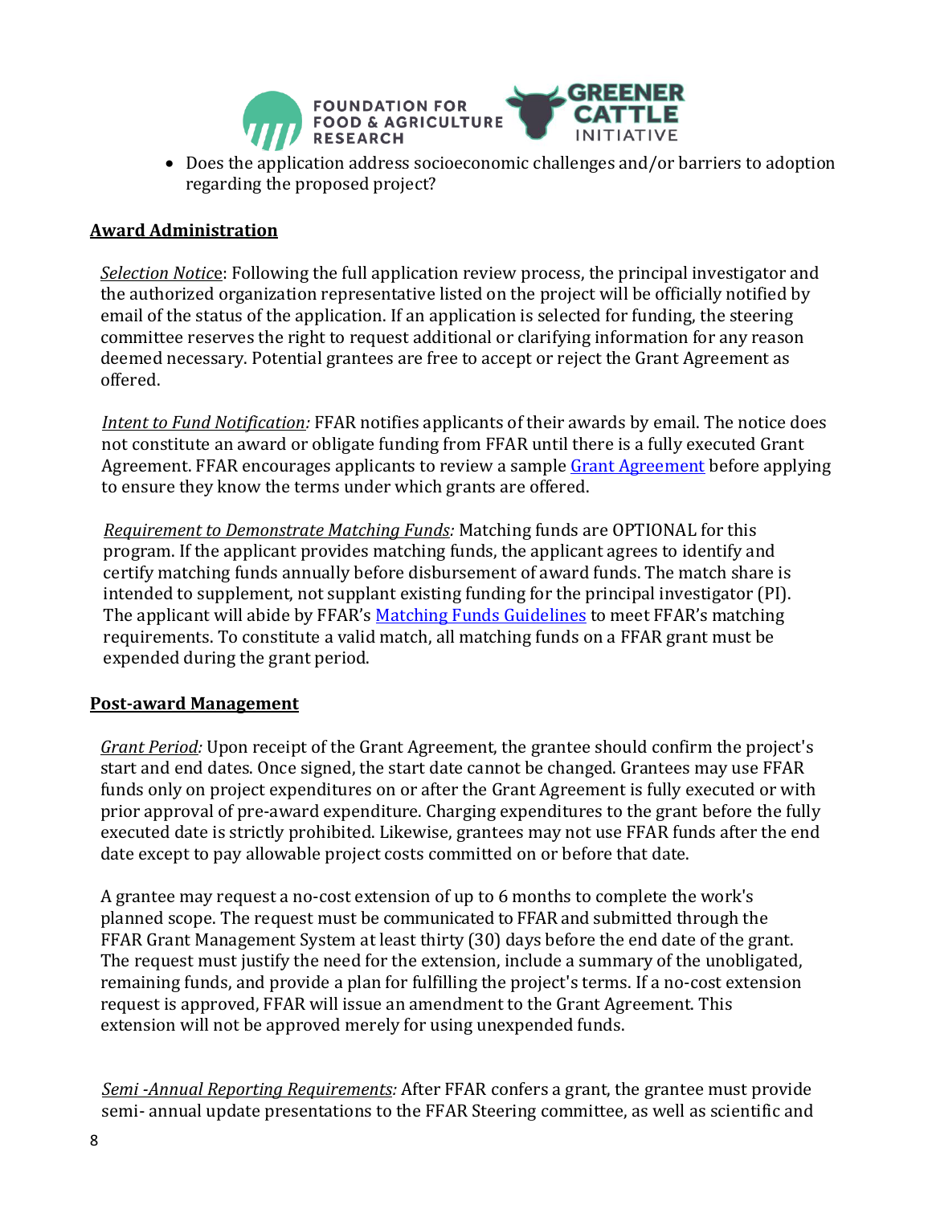- Does the application address socioeconomic challenges and/or barriers to adoption regarding the proposed project?

## Award Administration

*Selection Notice*: Following the full application review process, the principal investigator and the authorized organization representative listed on the project will be officially notified by email of the status of the application. If an application is selected for funding, the steering committee reserves the right to request additional or clarifying information for any reason deemed necessary. Potential grantees are free to accept or reject the Grant Agreement as offered.

*Intent to Fund Notification:* FFAR notifies applicants of their awards by email. The notice does not constitute an award or obligate funding from FFAR until there is a fully executed Grant Agreement. FFAR encourages applicants to review a sample Grant Agreement before applying to ensure they know the terms under which grants are offered.

*Requirement to Demonstrate Matching Funds:* Matching funds are OPTIONAL for this program. If the applicant provides matching funds, the applicant agrees to identify and certify matching funds annually before disbursement of award funds. The match share is intended to supplement, not supplant existing funding for the principal investigator (PI). The applicant will abide by FFAR's Matching Funds Guidelines to meet FFAR's matching requirements. To constitute a valid match, all matching funds on a FFAR grant must be expended during the grant period.

## Post-award Management

*Grant Period:* Upon receipt of the Grant Agreement, the grantee should confirm the project's start and end dates. Once signed, the start date cannot be changed. Grantees may use FFAR funds only on project expenditures on or after the Grant Agreement is fully executed or with prior approval of pre-award expenditure. Charging expenditures to the grant before the fully executed date is strictly prohibited. Likewise, grantees may not use FFAR funds after the end date except to pay allowable project costs committed on or before that date.

A grantee may request a no-cost extension of up to 6 months to complete the work's planned scope. The request must be communicated to FFAR and submitted through the FFAR Grant Management System at least thirty (30) days before the end date of the grant. The request must justify the need for the extension, include a summary of the unobligated, remaining funds, and provide a plan for fulfilling the project's terms. If a no-cost extension request is approved, FFAR will issue an amendment to the Grant Agreement. This extension will not be approved merely for using unexpended funds.

*Semi -Annual Reporting Requirements:* After FFAR confers a grant, the grantee must provide semi- annual update presentations to the FFAR Steering committee, as well as scientific and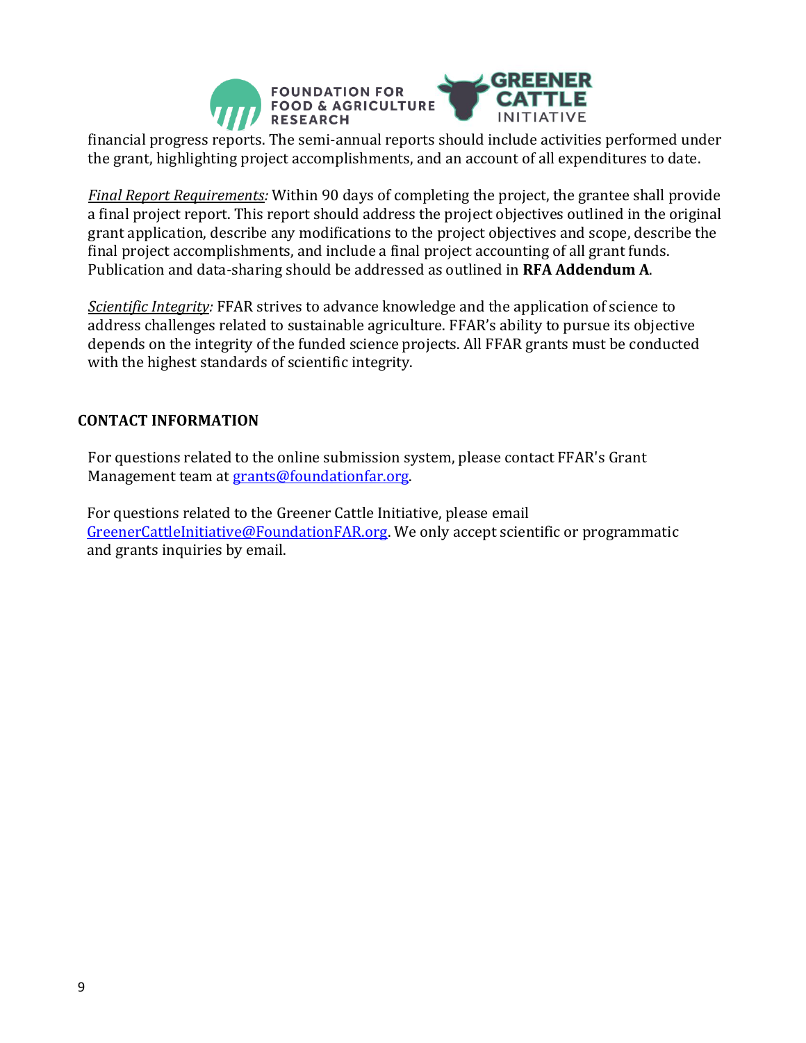financial progress reports. The semi-annual reports should include activities performed under the grant, highlighting project accomplishments, and an account of all expenditures to date.

*Final Report Requirements:* Within 90 days of completing the project, the grantee shall provide a final project report. This report should address the project objectives outlined in the original grant application, describe any modifications to the project objectives and scope, describe the final project accomplishments, and include a final project accounting of all grant funds. Publication and data-sharing should be addressed as outlined in **RFA Addendum A**.

*Scientific Integrity:* FFAR strives to advance knowledge and the application of science to address challenges related to sustainable agriculture. FFAR's ability to pursue its objective depends on the integrity of the funded science projects. All FFAR grants must be conducted with the highest standards of scientific integrity.

## CONTACT INFORMATION

For questions related to the online submission system, please contact FFAR's Grant Management team at grants@foundationfar.org.

For questions related to the Greener Cattle Initiative, please email GreenerCattleInitiative@FoundationFAR.org. We only accept scientific or programmatic and grants inquiries by email.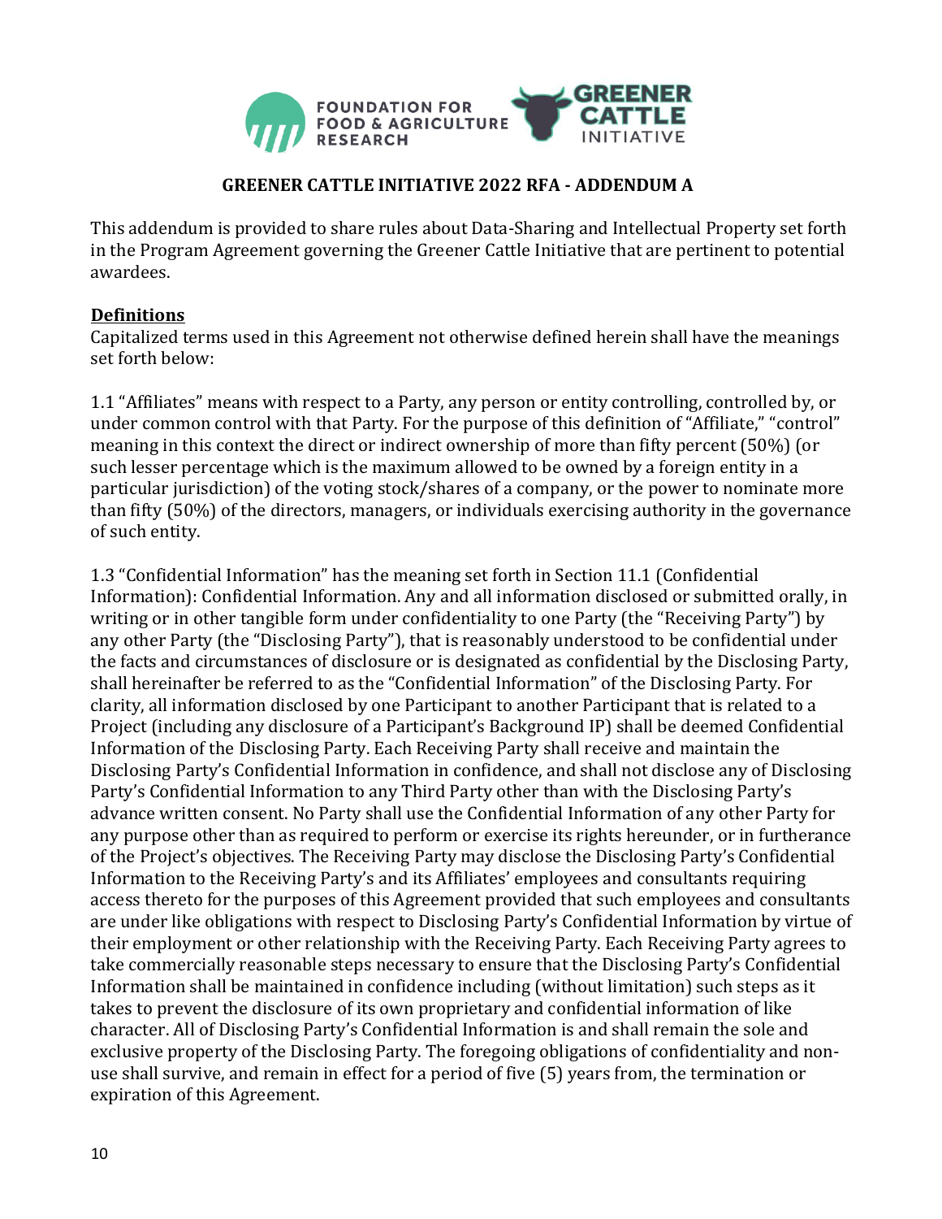## GREENER CATTLE INITIATIVE 2022 RFA - ADDENDUM A

This addendum is provided to share rules about Data-Sharing and Intellectual Property set forth in the Program Agreement governing the Greener Cattle Initiative that are pertinent to potential awardees.

**Definitions**

Capitalized terms used in this Agreement not otherwise defined herein shall have the meanings set forth below:

1.1 "Affiliates" means with respect to a Party, any person or entity controlling, controlled by, or under common control with that Party. For the purpose of this definition of "Affiliate," "control" meaning in this context the direct or indirect ownership of more than fifty percent (50%) (or such lesser percentage which is the maximum allowed to be owned by a foreign entity in a particular jurisdiction) of the voting stock/shares of a company, or the power to nominate more than fifty (50%) of the directors, managers, or individuals exercising authority in the governance of such entity.

1.3 "Confidential Information" has the meaning set forth in Section 11.1 (Confidential Information): Confidential Information. Any and all information disclosed or submitted orally, in writing or in other tangible form under confidentiality to one Party (the "Receiving Party") by any other Party (the "Disclosing Party"), that is reasonably understood to be confidential under the facts and circumstances of disclosure or is designated as confidential by the Disclosing Party, shall hereinafter be referred to as the "Confidential Information" of the Disclosing Party. For clarity, all information disclosed by one Participant to another Participant that is related to a Project (including any disclosure of a Participant's Background IP) shall be deemed Confidential Information of the Disclosing Party. Each Receiving Party shall receive and maintain the Disclosing Party's Confidential Information in confidence, and shall not disclose any of Disclosing Party's Confidential Information to any Third Party other than with the Disclosing Party's advance written consent. No Party shall use the Confidential Information of any other Party for any purpose other than as required to perform or exercise its rights hereunder, or in furtherance of the Project's objectives. The Receiving Party may disclose the Disclosing Party's Confidential Information to the Receiving Party's and its Affiliates' employees and consultants requiring access thereto for the purposes of this Agreement provided that such employees and consultants are under like obligations with respect to Disclosing Party's Confidential Information by virtue of their employment or other relationship with the Receiving Party. Each Receiving Party agrees to take commercially reasonable steps necessary to ensure that the Disclosing Party's Confidential Information shall be maintained in confidence including (without limitation) such steps as it takes to prevent the disclosure of its own proprietary and confidential information of like character. All of Disclosing Party's Confidential Information is and shall remain the sole and exclusive property of the Disclosing Party. The foregoing obligations of confidentiality and non-use shall survive, and remain in effect for a period of five (5) years from, the termination or expiration of this Agreement.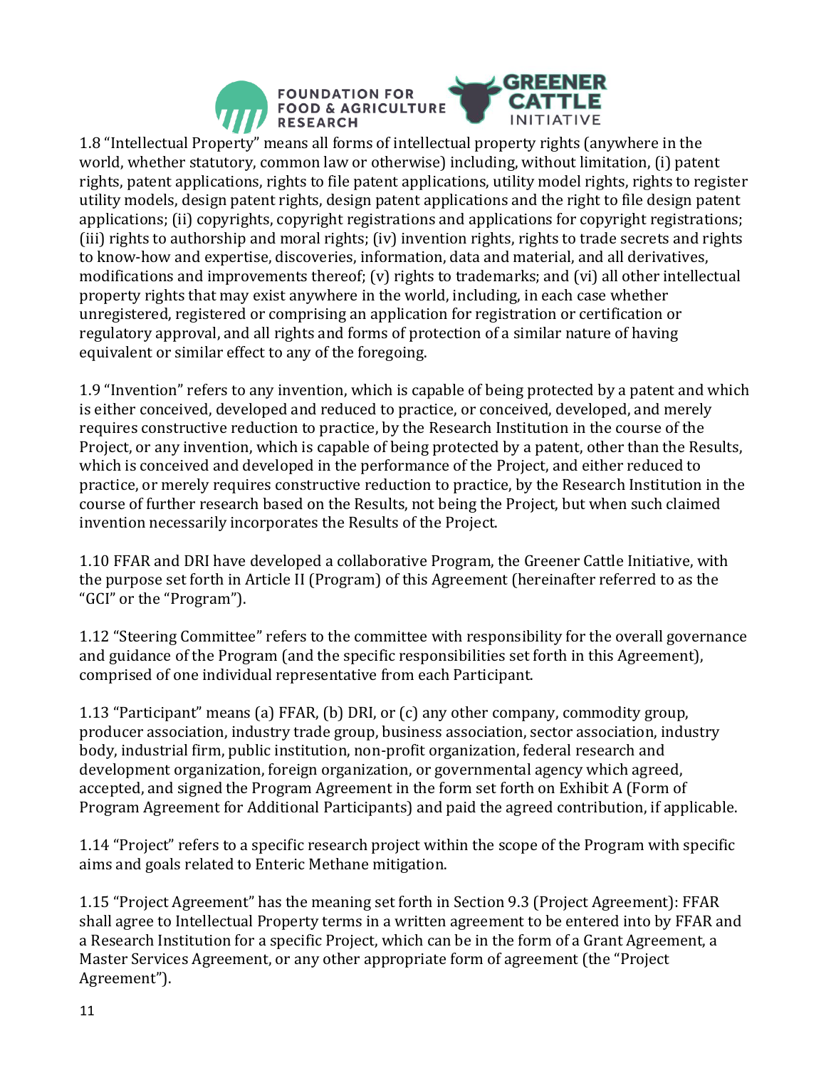1.8 “Intellectual Property” means all forms of intellectual property rights (anywhere in the world, whether statutory, common law or otherwise) including, without limitation, (i) patent rights, patent applications, rights to file patent applications, utility model rights, rights to register utility models, design patent rights, design patent applications and the right to file design patent applications; (ii) copyrights, copyright registrations and applications for copyright registrations; (iii) rights to authorship and moral rights; (iv) invention rights, rights to trade secrets and rights to know-how and expertise, discoveries, information, data and material, and all derivatives, modifications and improvements thereof; (v) rights to trademarks; and (vi) all other intellectual property rights that may exist anywhere in the world, including, in each case whether unregistered, registered or comprising an application for registration or certification or regulatory approval, and all rights and forms of protection of a similar nature of having equivalent or similar effect to any of the foregoing.

1.9 “Invention” refers to any invention, which is capable of being protected by a patent and which is either conceived, developed and reduced to practice, or conceived, developed, and merely requires constructive reduction to practice, by the Research Institution in the course of the Project, or any invention, which is capable of being protected by a patent, other than the Results, which is conceived and developed in the performance of the Project, and either reduced to practice, or merely requires constructive reduction to practice, by the Research Institution in the course of further research based on the Results, not being the Project, but when such claimed invention necessarily incorporates the Results of the Project.

1.10 FFAR and DRI have developed a collaborative Program, the Greener Cattle Initiative, with the purpose set forth in Article II (Program) of this Agreement (hereinafter referred to as the “GCI” or the “Program”).

1.12 “Steering Committee” refers to the committee with responsibility for the overall governance and guidance of the Program (and the specific responsibilities set forth in this Agreement), comprised of one individual representative from each Participant.

1.13 “Participant” means (a) FFAR, (b) DRI, or (c) any other company, commodity group, producer association, industry trade group, business association, sector association, industry body, industrial firm, public institution, non-profit organization, federal research and development organization, foreign organization, or governmental agency which agreed, accepted, and signed the Program Agreement in the form set forth on Exhibit A (Form of Program Agreement for Additional Participants) and paid the agreed contribution, if applicable.

1.14 “Project” refers to a specific research project within the scope of the Program with specific aims and goals related to Enteric Methane mitigation.

1.15 “Project Agreement” has the meaning set forth in Section 9.3 (Project Agreement): FFAR shall agree to Intellectual Property terms in a written agreement to be entered into by FFAR and a Research Institution for a specific Project, which can be in the form of a Grant Agreement, a Master Services Agreement, or any other appropriate form of agreement (the “Project Agreement”).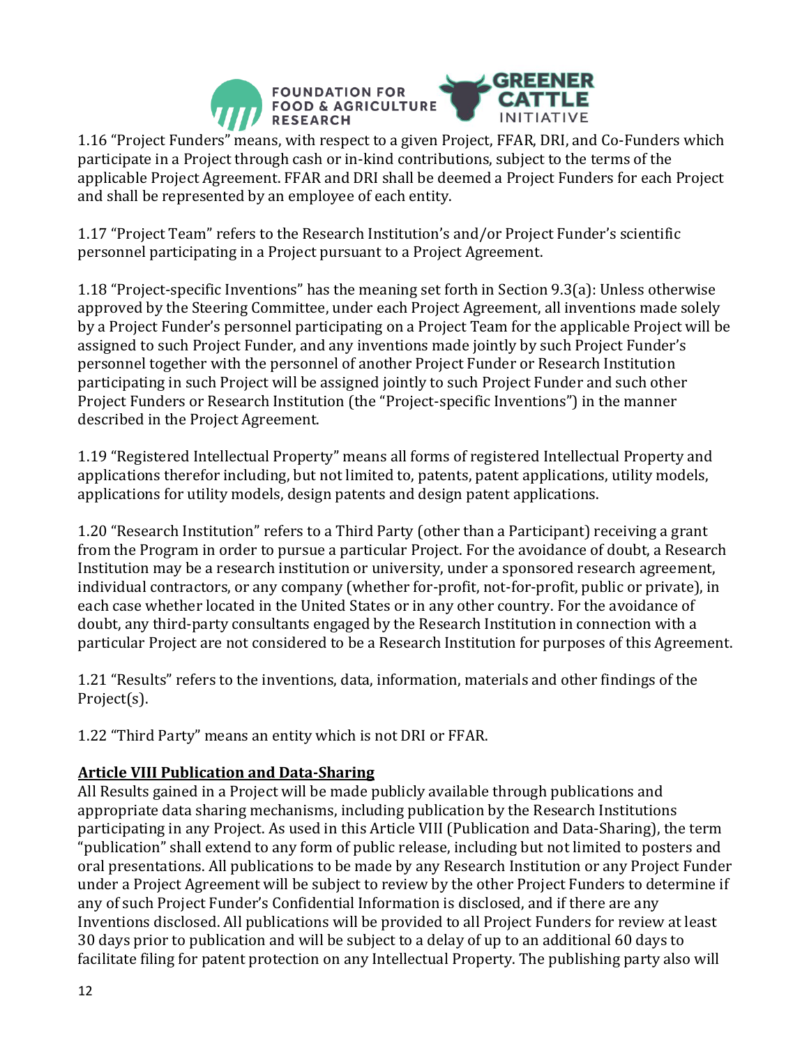1.16 “Project Funders” means, with respect to a given Project, FFAR, DRI, and Co-Funders which participate in a Project through cash or in-kind contributions, subject to the terms of the applicable Project Agreement. FFAR and DRI shall be deemed a Project Funders for each Project and shall be represented by an employee of each entity.

1.17 “Project Team” refers to the Research Institution’s and/or Project Funder’s scientific personnel participating in a Project pursuant to a Project Agreement.

1.18 “Project-specific Inventions” has the meaning set forth in Section 9.3(a): Unless otherwise approved by the Steering Committee, under each Project Agreement, all inventions made solely by a Project Funder’s personnel participating on a Project Team for the applicable Project will be assigned to such Project Funder, and any inventions made jointly by such Project Funder’s personnel together with the personnel of another Project Funder or Research Institution participating in such Project will be assigned jointly to such Project Funder and such other Project Funders or Research Institution (the “Project-specific Inventions”) in the manner described in the Project Agreement.

1.19 “Registered Intellectual Property” means all forms of registered Intellectual Property and applications therefor including, but not limited to, patents, patent applications, utility models, applications for utility models, design patents and design patent applications.

1.20 “Research Institution” refers to a Third Party (other than a Participant) receiving a grant from the Program in order to pursue a particular Project. For the avoidance of doubt, a Research Institution may be a research institution or university, under a sponsored research agreement, individual contractors, or any company (whether for-profit, not-for-profit, public or private), in each case whether located in the United States or in any other country. For the avoidance of doubt, any third-party consultants engaged by the Research Institution in connection with a particular Project are not considered to be a Research Institution for purposes of this Agreement.

1.21 “Results” refers to the inventions, data, information, materials and other findings of the Project(s).

1.22 “Third Party” means an entity which is not DRI or FFAR.

**Article VIII Publication and Data-Sharing**

All Results gained in a Project will be made publicly available through publications and appropriate data sharing mechanisms, including publication by the Research Institutions participating in any Project. As used in this Article VIII (Publication and Data-Sharing), the term “publication” shall extend to any form of public release, including but not limited to posters and oral presentations. All publications to be made by any Research Institution or any Project Funder under a Project Agreement will be subject to review by the other Project Funders to determine if any of such Project Funder’s Confidential Information is disclosed, and if there are any Inventions disclosed. All publications will be provided to all Project Funders for review at least 30 days prior to publication and will be subject to a delay of up to an additional 60 days to facilitate filing for patent protection on any Intellectual Property. The publishing party also will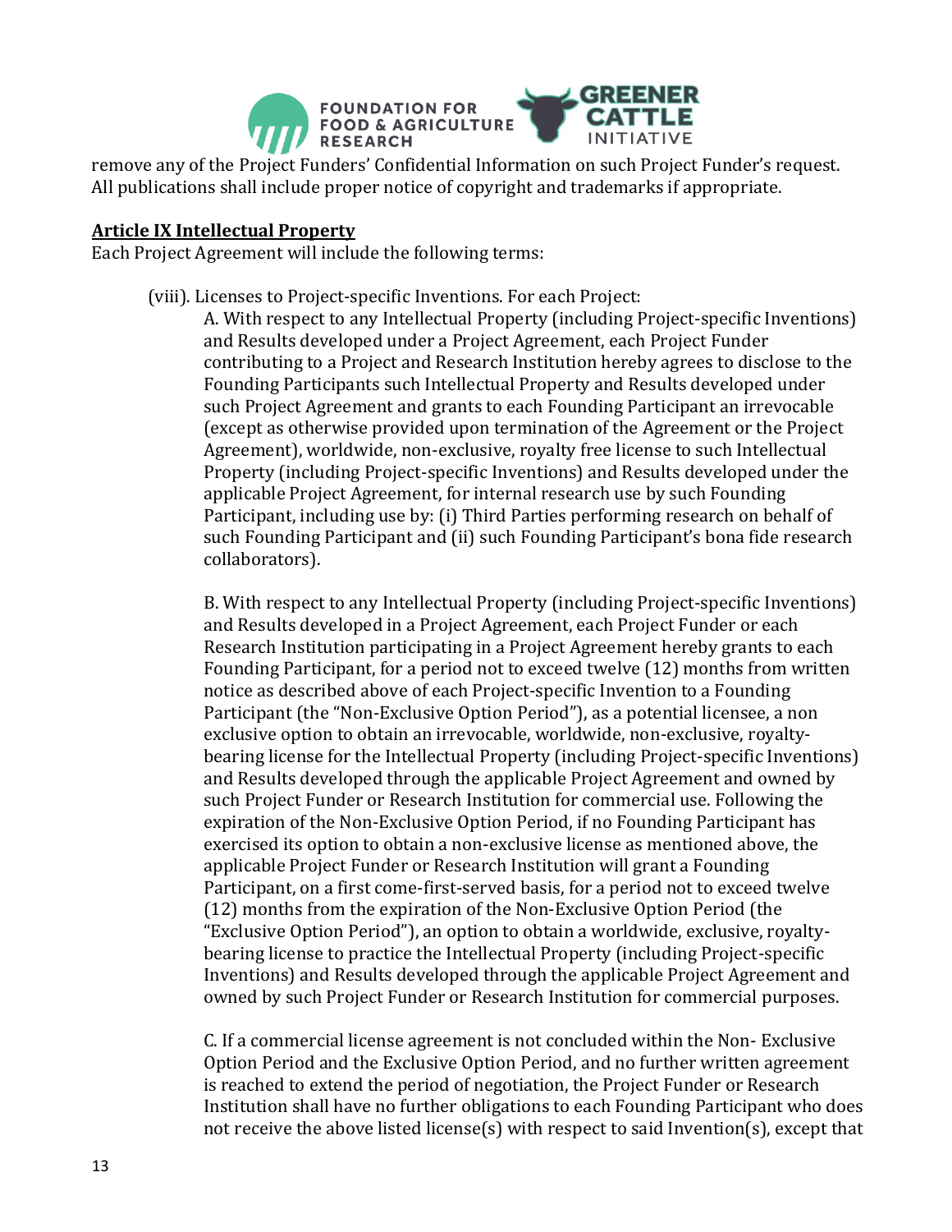remove any of the Project Funders' Confidential Information on such Project Funder's request. All publications shall include proper notice of copyright and trademarks if appropriate.

**Article IX Intellectual Property**

Each Project Agreement will include the following terms:

(viii). Licenses to Project-specific Inventions. For each Project:

A. With respect to any Intellectual Property (including Project-specific Inventions) and Results developed under a Project Agreement, each Project Funder contributing to a Project and Research Institution hereby agrees to disclose to the Founding Participants such Intellectual Property and Results developed under such Project Agreement and grants to each Founding Participant an irrevocable (except as otherwise provided upon termination of the Agreement or the Project Agreement), worldwide, non-exclusive, royalty free license to such Intellectual Property (including Project-specific Inventions) and Results developed under the applicable Project Agreement, for internal research use by such Founding Participant, including use by: (i) Third Parties performing research on behalf of such Founding Participant and (ii) such Founding Participant's bona fide research collaborators).

B. With respect to any Intellectual Property (including Project-specific Inventions) and Results developed in a Project Agreement, each Project Funder or each Research Institution participating in a Project Agreement hereby grants to each Founding Participant, for a period not to exceed twelve (12) months from written notice as described above of each Project-specific Invention to a Founding Participant (the "Non-Exclusive Option Period"), as a potential licensee, a non exclusive option to obtain an irrevocable, worldwide, non-exclusive, royalty-bearing license for the Intellectual Property (including Project-specific Inventions) and Results developed through the applicable Project Agreement and owned by such Project Funder or Research Institution for commercial use. Following the expiration of the Non-Exclusive Option Period, if no Founding Participant has exercised its option to obtain a non-exclusive license as mentioned above, the applicable Project Funder or Research Institution will grant a Founding Participant, on a first come-first-served basis, for a period not to exceed twelve (12) months from the expiration of the Non-Exclusive Option Period (the "Exclusive Option Period"), an option to obtain a worldwide, exclusive, royalty-bearing license to practice the Intellectual Property (including Project-specific Inventions) and Results developed through the applicable Project Agreement and owned by such Project Funder or Research Institution for commercial purposes.

C. If a commercial license agreement is not concluded within the Non- Exclusive Option Period and the Exclusive Option Period, and no further written agreement is reached to extend the period of negotiation, the Project Funder or Research Institution shall have no further obligations to each Founding Participant who does not receive the above listed license(s) with respect to said Invention(s), except that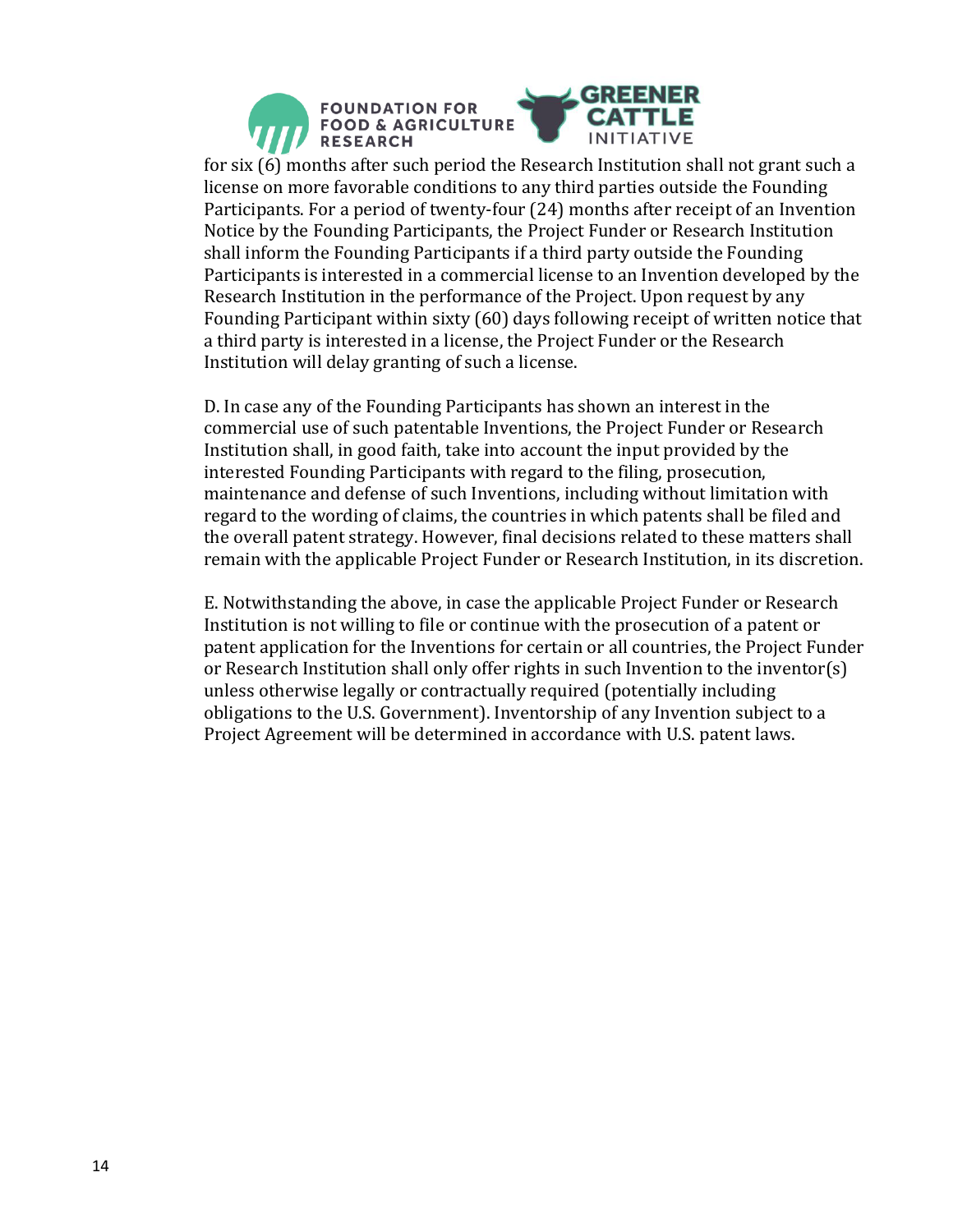for six (6) months after such period the Research Institution shall not grant such a license on more favorable conditions to any third parties outside the Founding Participants. For a period of twenty-four (24) months after receipt of an Invention Notice by the Founding Participants, the Project Funder or Research Institution shall inform the Founding Participants if a third party outside the Founding Participants is interested in a commercial license to an Invention developed by the Research Institution in the performance of the Project. Upon request by any Founding Participant within sixty (60) days following receipt of written notice that a third party is interested in a license, the Project Funder or the Research Institution will delay granting of such a license.

D. In case any of the Founding Participants has shown an interest in the commercial use of such patentable Inventions, the Project Funder or Research Institution shall, in good faith, take into account the input provided by the interested Founding Participants with regard to the filing, prosecution, maintenance and defense of such Inventions, including without limitation with regard to the wording of claims, the countries in which patents shall be filed and the overall patent strategy. However, final decisions related to these matters shall remain with the applicable Project Funder or Research Institution, in its discretion.

E. Notwithstanding the above, in case the applicable Project Funder or Research Institution is not willing to file or continue with the prosecution of a patent or patent application for the Inventions for certain or all countries, the Project Funder or Research Institution shall only offer rights in such Invention to the inventor(s) unless otherwise legally or contractually required (potentially including obligations to the U.S. Government). Inventorship of any Invention subject to a Project Agreement will be determined in accordance with U.S. patent laws.